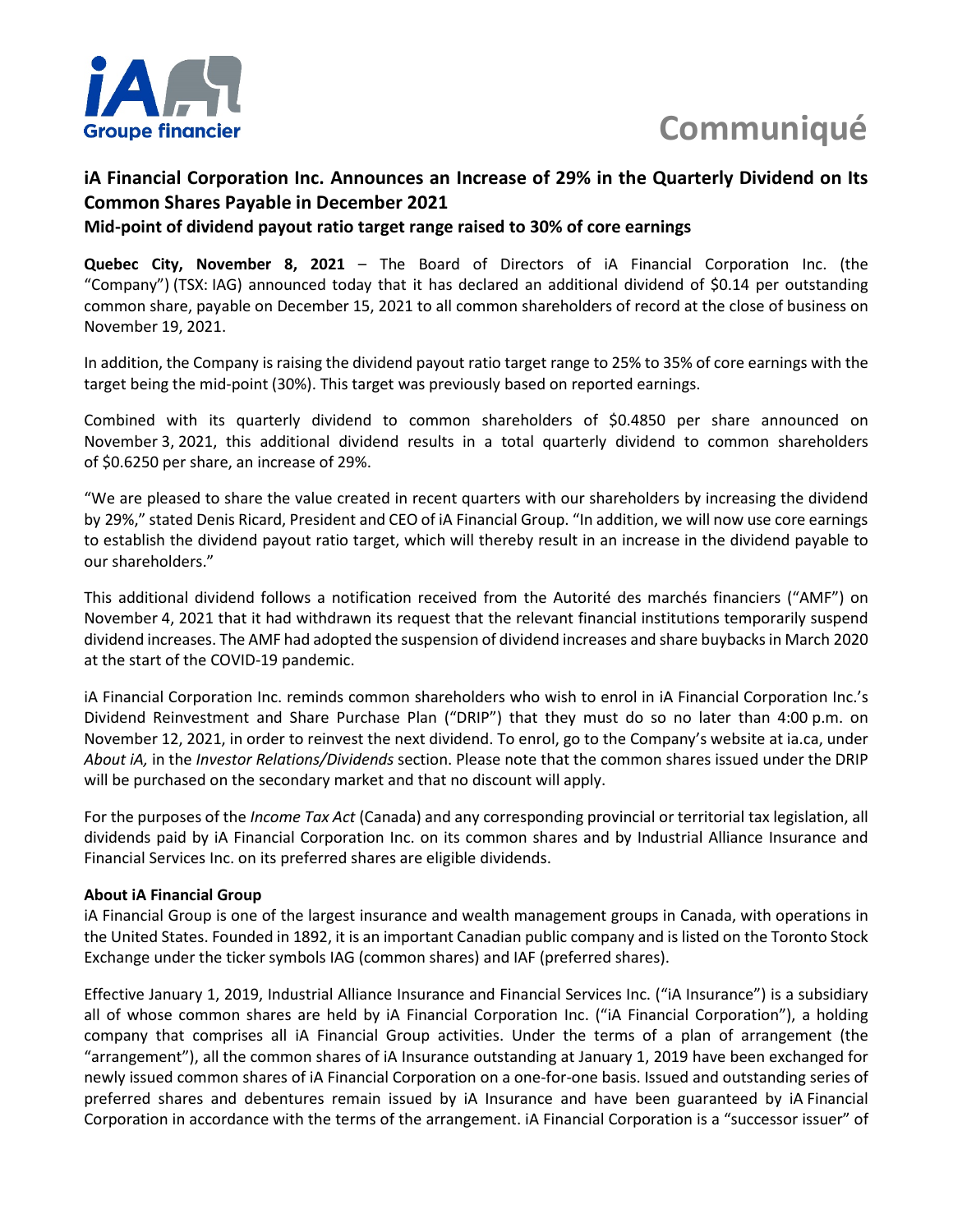# Communiqué

## iA Financial Corporation Inc. Announces an Increase of 29% in the Quarterly Dividend on Its Common Shares Payable in December 2021

### Mid-point of dividend payout ratio target range raised to 30% of core earnings

**Quebec City, November 8, 2021** – The Board of Directors of iA Financial Corporation Inc. (the "Company") (TSX: IAG) announced today that it has declared an additional dividend of $0.14 per outstanding common share, payable on December 15, 2021 to all common shareholders of record at the close of business on November 19, 2021.

In addition, the Company is raising the dividend payout ratio target range to 25% to 35% of core earnings with the target being the mid-point (30%). This target was previously based on reported earnings.

Combined with its quarterly dividend to common shareholders of $0.4850 per share announced on November 3, 2021, this additional dividend results in a total quarterly dividend to common shareholders of $0.6250 per share, an increase of 29%.

"We are pleased to share the value created in recent quarters with our shareholders by increasing the dividend by 29%," stated Denis Ricard, President and CEO of iA Financial Group. "In addition, we will now use core earnings to establish the dividend payout ratio target, which will thereby result in an increase in the dividend payable to our shareholders."

This additional dividend follows a notification received from the Autorité des marchés financiers ("AMF") on November 4, 2021 that it had withdrawn its request that the relevant financial institutions temporarily suspend dividend increases. The AMF had adopted the suspension of dividend increases and share buybacks in March 2020 at the start of the COVID-19 pandemic.

iA Financial Corporation Inc. reminds common shareholders who wish to enrol in iA Financial Corporation Inc.'s Dividend Reinvestment and Share Purchase Plan ("DRIP") that they must do so no later than 4:00 p.m. on November 12, 2021, in order to reinvest the next dividend. To enrol, go to the Company's website at ia.ca, under *About iA,* in the *Investor Relations/Dividends* section. Please note that the common shares issued under the DRIP will be purchased on the secondary market and that no discount will apply.

For the purposes of the *Income Tax Act* (Canada) and any corresponding provincial or territorial tax legislation, all dividends paid by iA Financial Corporation Inc. on its common shares and by Industrial Alliance Insurance and Financial Services Inc. on its preferred shares are eligible dividends.

**About iA Financial Group**

iA Financial Group is one of the largest insurance and wealth management groups in Canada, with operations in the United States. Founded in 1892, it is an important Canadian public company and is listed on the Toronto Stock Exchange under the ticker symbols IAG (common shares) and IAF (preferred shares).

Effective January 1, 2019, Industrial Alliance Insurance and Financial Services Inc. ("iA Insurance") is a subsidiary all of whose common shares are held by iA Financial Corporation Inc. ("iA Financial Corporation"), a holding company that comprises all iA Financial Group activities. Under the terms of a plan of arrangement (the "arrangement"), all the common shares of iA Insurance outstanding at January 1, 2019 have been exchanged for newly issued common shares of iA Financial Corporation on a one-for-one basis. Issued and outstanding series of preferred shares and debentures remain issued by iA Insurance and have been guaranteed by iA Financial Corporation in accordance with the terms of the arrangement. iA Financial Corporation is a "successor issuer" of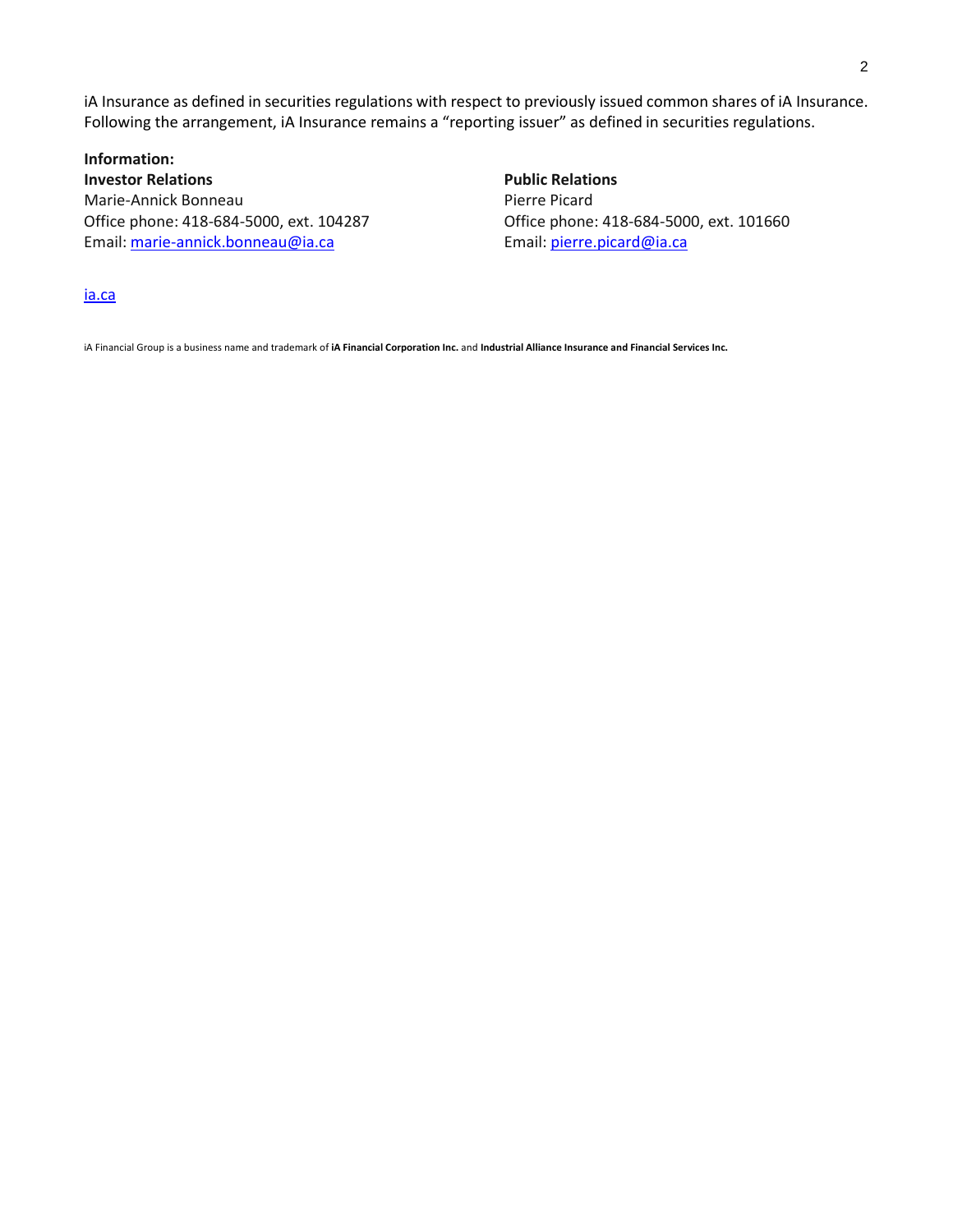iA Insurance as defined in securities regulations with respect to previously issued common shares of iA Insurance. Following the arrangement, iA Insurance remains a "reporting issuer" as defined in securities regulations.

**Information:**

**Investor Relations**
Marie-Annick Bonneau
Office phone: 418-684-5000, ext. 104287
Email: marie-annick.bonneau@ia.ca

**Public Relations**
Pierre Picard
Office phone: 418-684-5000, ext. 101660
Email: pierre.picard@ia.ca

ia.ca

iA Financial Group is a business name and trademark of **iA Financial Corporation Inc.** and **Industrial Alliance Insurance and Financial Services Inc.**